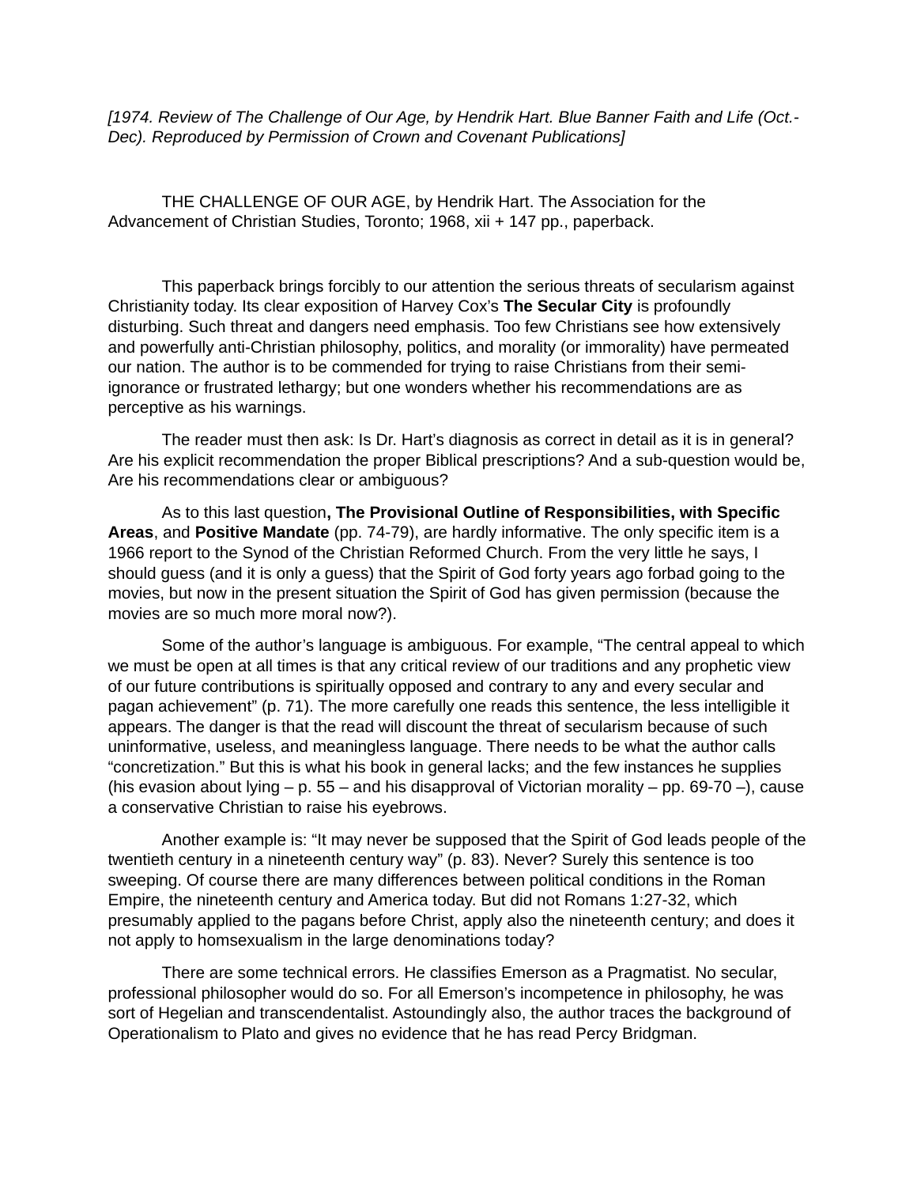*[1974. Review of The Challenge of Our Age, by Hendrik Hart. Blue Banner Faith and Life (Oct.-Dec). Reproduced by Permission of Crown and Covenant Publications]*

THE CHALLENGE OF OUR AGE, by Hendrik Hart. The Association for the Advancement of Christian Studies, Toronto; 1968, xii + 147 pp., paperback.

This paperback brings forcibly to our attention the serious threats of secularism against Christianity today. Its clear exposition of Harvey Cox's **The Secular City** is profoundly disturbing. Such threat and dangers need emphasis. Too few Christians see how extensively and powerfully anti-Christian philosophy, politics, and morality (or immorality) have permeated our nation. The author is to be commended for trying to raise Christians from their semi-ignorance or frustrated lethargy; but one wonders whether his recommendations are as perceptive as his warnings.

The reader must then ask: Is Dr. Hart's diagnosis as correct in detail as it is in general? Are his explicit recommendation the proper Biblical prescriptions? And a sub-question would be, Are his recommendations clear or ambiguous?

As to this last question**, The Provisional Outline of Responsibilities, with Specific Areas**, and **Positive Mandate** (pp. 74-79), are hardly informative. The only specific item is a 1966 report to the Synod of the Christian Reformed Church. From the very little he says, I should guess (and it is only a guess) that the Spirit of God forty years ago forbad going to the movies, but now in the present situation the Spirit of God has given permission (because the movies are so much more moral now?).

Some of the author's language is ambiguous. For example, "The central appeal to which we must be open at all times is that any critical review of our traditions and any prophetic view of our future contributions is spiritually opposed and contrary to any and every secular and pagan achievement" (p. 71). The more carefully one reads this sentence, the less intelligible it appears. The danger is that the read will discount the threat of secularism because of such uninformative, useless, and meaningless language. There needs to be what the author calls "concretization." But this is what his book in general lacks; and the few instances he supplies (his evasion about lying – p. 55 – and his disapproval of Victorian morality – pp. 69-70 –), cause a conservative Christian to raise his eyebrows.

Another example is: "It may never be supposed that the Spirit of God leads people of the twentieth century in a nineteenth century way" (p. 83). Never? Surely this sentence is too sweeping. Of course there are many differences between political conditions in the Roman Empire, the nineteenth century and America today. But did not Romans 1:27-32, which presumably applied to the pagans before Christ, apply also the nineteenth century; and does it not apply to homsexualism in the large denominations today?

There are some technical errors. He classifies Emerson as a Pragmatist. No secular, professional philosopher would do so. For all Emerson's incompetence in philosophy, he was sort of Hegelian and transcendentalist. Astoundingly also, the author traces the background of Operationalism to Plato and gives no evidence that he has read Percy Bridgman.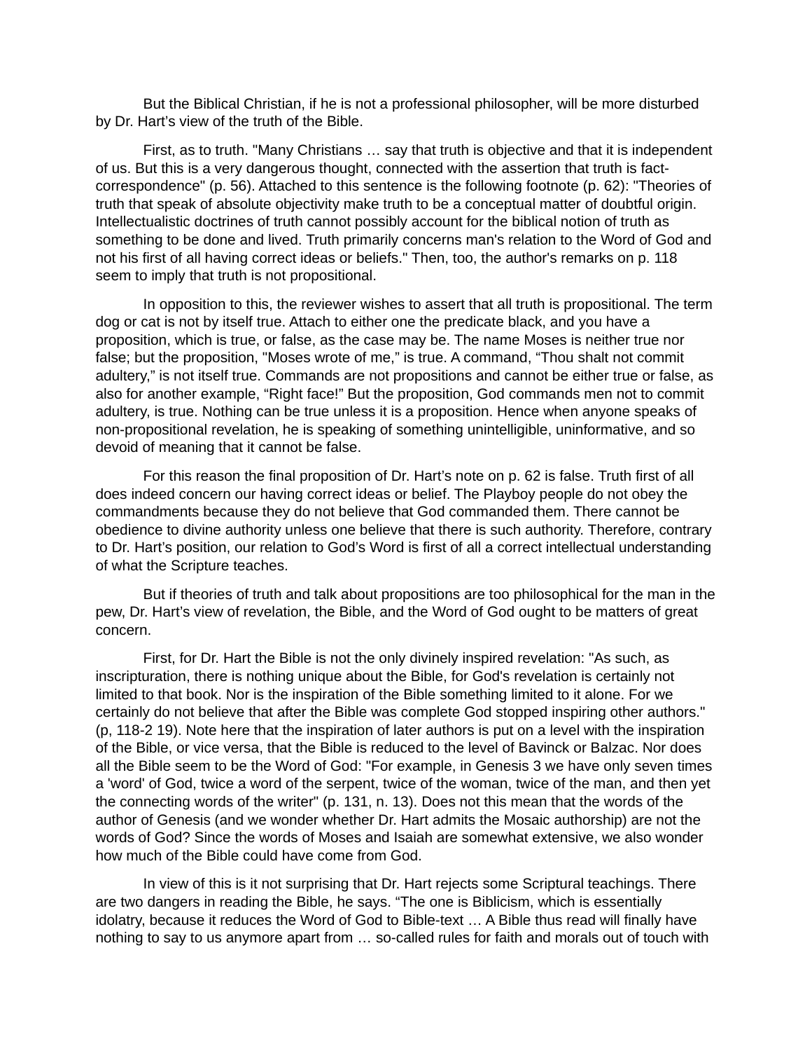But the Biblical Christian, if he is not a professional philosopher, will be more disturbed by Dr. Hart's view of the truth of the Bible.

First, as to truth. "Many Christians … say that truth is objective and that it is independent of us. But this is a very dangerous thought, connected with the assertion that truth is fact-correspondence" (p. 56). Attached to this sentence is the following footnote (p. 62): "Theories of truth that speak of absolute objectivity make truth to be a conceptual matter of doubtful origin. Intellectualistic doctrines of truth cannot possibly account for the biblical notion of truth as something to be done and lived. Truth primarily concerns man's relation to the Word of God and not his first of all having correct ideas or beliefs." Then, too, the author's remarks on p. 118 seem to imply that truth is not propositional.

In opposition to this, the reviewer wishes to assert that all truth is propositional. The term dog or cat is not by itself true. Attach to either one the predicate black, and you have a proposition, which is true, or false, as the case may be. The name Moses is neither true nor false; but the proposition, "Moses wrote of me," is true. A command, "Thou shalt not commit adultery," is not itself true. Commands are not propositions and cannot be either true or false, as also for another example, "Right face!" But the proposition, God commands men not to commit adultery, is true. Nothing can be true unless it is a proposition. Hence when anyone speaks of non-propositional revelation, he is speaking of something unintelligible, uninformative, and so devoid of meaning that it cannot be false.

For this reason the final proposition of Dr. Hart's note on p. 62 is false. Truth first of all does indeed concern our having correct ideas or belief. The Playboy people do not obey the commandments because they do not believe that God commanded them. There cannot be obedience to divine authority unless one believe that there is such authority. Therefore, contrary to Dr. Hart's position, our relation to God's Word is first of all a correct intellectual understanding of what the Scripture teaches.

But if theories of truth and talk about propositions are too philosophical for the man in the pew, Dr. Hart's view of revelation, the Bible, and the Word of God ought to be matters of great concern.

First, for Dr. Hart the Bible is not the only divinely inspired revelation: "As such, as inscripturation, there is nothing unique about the Bible, for God's revelation is certainly not limited to that book. Nor is the inspiration of the Bible something limited to it alone. For we certainly do not believe that after the Bible was complete God stopped inspiring other authors." (p, 118-2 19). Note here that the inspiration of later authors is put on a level with the inspiration of the Bible, or vice versa, that the Bible is reduced to the level of Bavinck or Balzac. Nor does all the Bible seem to be the Word of God: "For example, in Genesis 3 we have only seven times a 'word' of God, twice a word of the serpent, twice of the woman, twice of the man, and then yet the connecting words of the writer" (p. 131, n. 13). Does not this mean that the words of the author of Genesis (and we wonder whether Dr. Hart admits the Mosaic authorship) are not the words of God? Since the words of Moses and Isaiah are somewhat extensive, we also wonder how much of the Bible could have come from God.

In view of this is it not surprising that Dr. Hart rejects some Scriptural teachings. There are two dangers in reading the Bible, he says. "The one is Biblicism, which is essentially idolatry, because it reduces the Word of God to Bible-text … A Bible thus read will finally have nothing to say to us anymore apart from … so-called rules for faith and morals out of touch with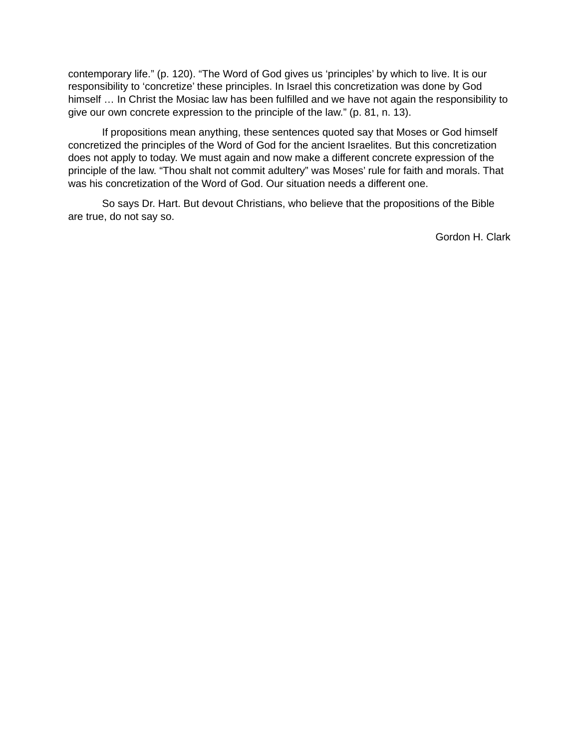contemporary life." (p. 120). "The Word of God gives us 'principles' by which to live. It is our responsibility to 'concretize' these principles. In Israel this concretization was done by God himself … In Christ the Mosiac law has been fulfilled and we have not again the responsibility to give our own concrete expression to the principle of the law." (p. 81, n. 13).

If propositions mean anything, these sentences quoted say that Moses or God himself concretized the principles of the Word of God for the ancient Israelites. But this concretization does not apply to today. We must again and now make a different concrete expression of the principle of the law. "Thou shalt not commit adultery" was Moses' rule for faith and morals. That was his concretization of the Word of God. Our situation needs a different one.

So says Dr. Hart. But devout Christians, who believe that the propositions of the Bible are true, do not say so.

Gordon H. Clark